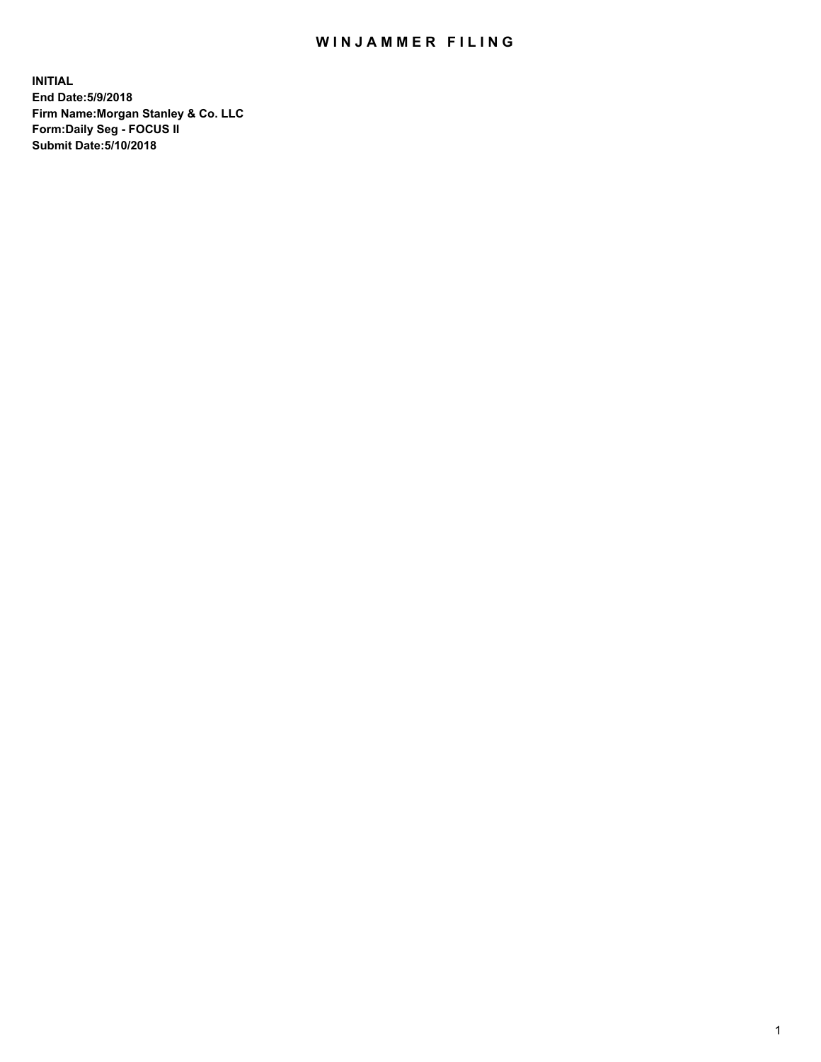# WINJAMMER FILING

**INITIAL**
**End Date:5/9/2018**
**Firm Name:Morgan Stanley & Co. LLC**
**Form:Daily Seg - FOCUS II**
**Submit Date:5/10/2018**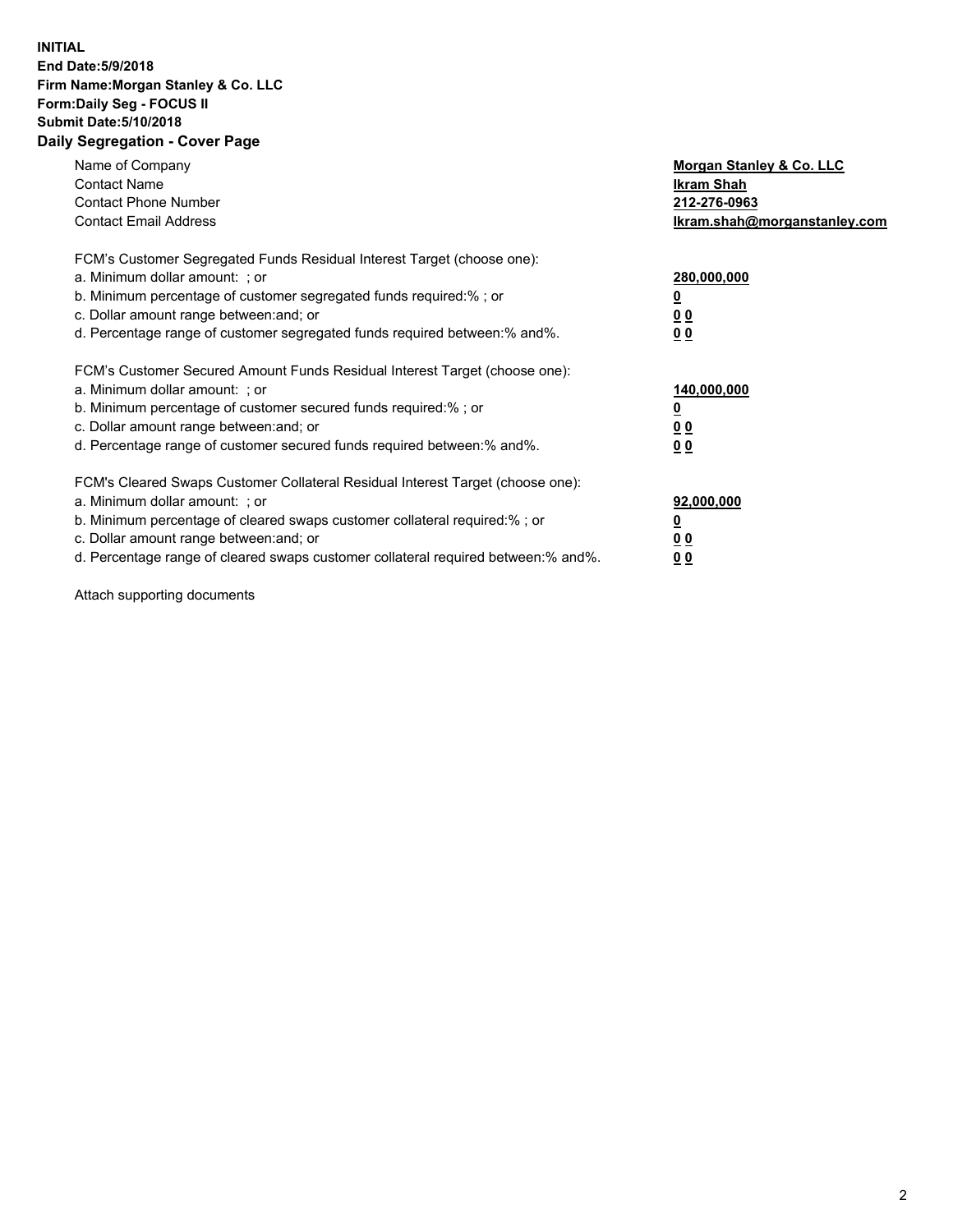**INITIAL**
**End Date:5/9/2018**
**Firm Name:Morgan Stanley & Co. LLC**
**Form:Daily Seg - FOCUS II**
**Submit Date:5/10/2018**

## Daily Segregation - Cover Page

| | |
|---|---|
| Name of Company | **Morgan Stanley & Co. LLC** |
| Contact Name | **Ikram Shah** |
| Contact Phone Number | **212-276-0963** |
| Contact Email Address | **Ikram.shah@morganstanley.com** |

FCM's Customer Segregated Funds Residual Interest Target (choose one):

| | |
|---|---|
| a. Minimum dollar amount: ; or | **280,000,000** |
| b. Minimum percentage of customer segregated funds required:% ; or | **0** |
| c. Dollar amount range between:and; or | **0 0** |
| d. Percentage range of customer segregated funds required between:% and%. | **0 0** |

FCM's Customer Secured Amount Funds Residual Interest Target (choose one):

| | |
|---|---|
| a. Minimum dollar amount: ; or | **140,000,000** |
| b. Minimum percentage of customer secured funds required:% ; or | **0** |
| c. Dollar amount range between:and; or | **0 0** |
| d. Percentage range of customer secured funds required between:% and%. | **0 0** |

FCM's Cleared Swaps Customer Collateral Residual Interest Target (choose one):

| | |
|---|---|
| a. Minimum dollar amount: ; or | **92,000,000** |
| b. Minimum percentage of cleared swaps customer collateral required:% ; or | **0** |
| c. Dollar amount range between:and; or | **0 0** |
| d. Percentage range of cleared swaps customer collateral required between:% and%. | **0 0** |

Attach supporting documents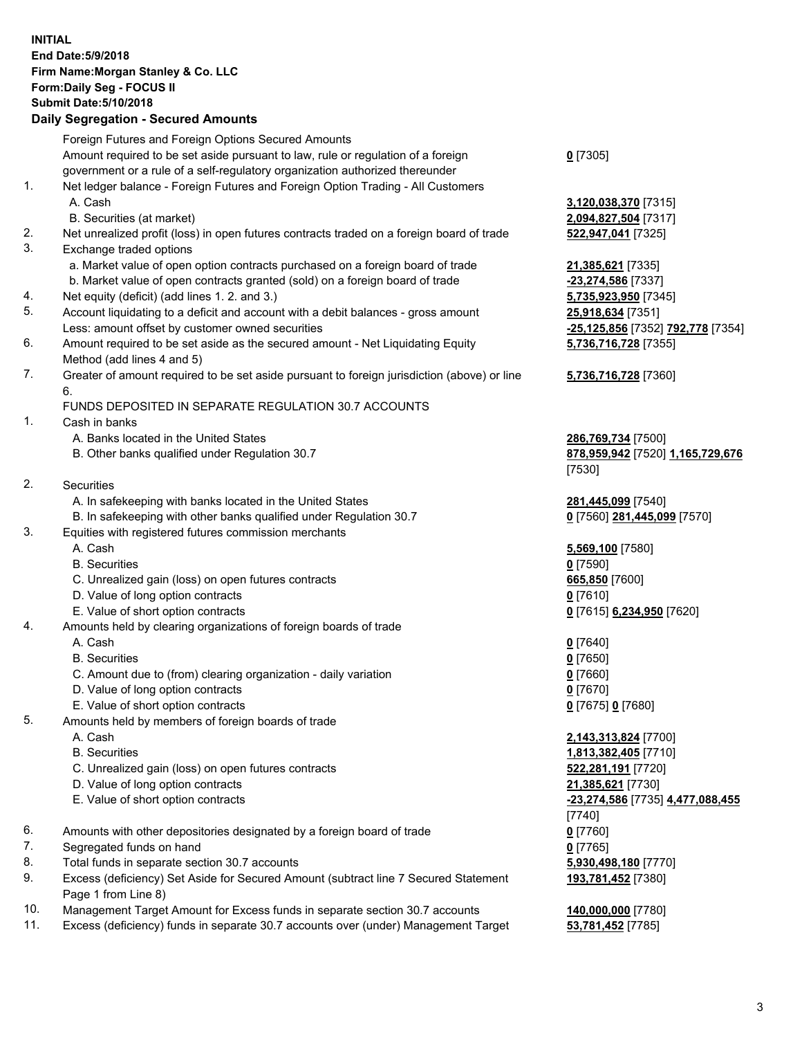**INITIAL**
**End Date:5/9/2018**
**Firm Name:Morgan Stanley & Co. LLC**
**Form:Daily Seg - FOCUS II**
**Submit Date:5/10/2018**

## Daily Segregation - Secured Amounts

| | | |
|---|---|---|
| | Foreign Futures and Foreign Options Secured Amounts | |
| | Amount required to be set aside pursuant to law, rule or regulation of a foreign government or a rule of a self-regulatory organization authorized thereunder | **0** [7305] |
| 1. | Net ledger balance - Foreign Futures and Foreign Option Trading - All Customers | |
| | A. Cash | **3,120,038,370** [7315] |
| | B. Securities (at market) | **2,094,827,504** [7317] |
| 2. | Net unrealized profit (loss) in open futures contracts traded on a foreign board of trade | **522,947,041** [7325] |
| 3. | Exchange traded options | |
| | a. Market value of open option contracts purchased on a foreign board of trade | **21,385,621** [7335] |
| | b. Market value of open contracts granted (sold) on a foreign board of trade | **-23,274,586** [7337] |
| 4. | Net equity (deficit) (add lines 1. 2. and 3.) | **5,735,923,950** [7345] |
| 5. | Account liquidating to a deficit and account with a debit balances - gross amount | **25,918,634** [7351] |
| | Less: amount offset by customer owned securities | **-25,125,856** [7352] **792,778** [7354] |
| 6. | Amount required to be set aside as the secured amount - Net Liquidating Equity Method (add lines 4 and 5) | **5,736,716,728** [7355] |
| 7. | Greater of amount required to be set aside pursuant to foreign jurisdiction (above) or line 6. | **5,736,716,728** [7360] |
| | FUNDS DEPOSITED IN SEPARATE REGULATION 30.7 ACCOUNTS | |
| 1. | Cash in banks | |
| | A. Banks located in the United States | **286,769,734** [7500] |
| | B. Other banks qualified under Regulation 30.7 | **878,959,942** [7520] **1,165,729,676** [7530] |
| 2. | Securities | |
| | A. In safekeeping with banks located in the United States | **281,445,099** [7540] |
| | B. In safekeeping with other banks qualified under Regulation 30.7 | **0** [7560] **281,445,099** [7570] |
| 3. | Equities with registered futures commission merchants | |
| | A. Cash | **5,569,100** [7580] |
| | B. Securities | **0** [7590] |
| | C. Unrealized gain (loss) on open futures contracts | **665,850** [7600] |
| | D. Value of long option contracts | **0** [7610] |
| | E. Value of short option contracts | **0** [7615] **6,234,950** [7620] |
| 4. | Amounts held by clearing organizations of foreign boards of trade | |
| | A. Cash | **0** [7640] |
| | B. Securities | **0** [7650] |
| | C. Amount due to (from) clearing organization - daily variation | **0** [7660] |
| | D. Value of long option contracts | **0** [7670] |
| | E. Value of short option contracts | **0** [7675] **0** [7680] |
| 5. | Amounts held by members of foreign boards of trade | |
| | A. Cash | **2,143,313,824** [7700] |
| | B. Securities | **1,813,382,405** [7710] |
| | C. Unrealized gain (loss) on open futures contracts | **522,281,191** [7720] |
| | D. Value of long option contracts | **21,385,621** [7730] |
| | E. Value of short option contracts | **-23,274,586** [7735] **4,477,088,455** [7740] |
| 6. | Amounts with other depositories designated by a foreign board of trade | **0** [7760] |
| 7. | Segregated funds on hand | **0** [7765] |
| 8. | Total funds in separate section 30.7 accounts | **5,930,498,180** [7770] |
| 9. | Excess (deficiency) Set Aside for Secured Amount (subtract line 7 Secured Statement Page 1 from Line 8) | **193,781,452** [7380] |
| 10. | Management Target Amount for Excess funds in separate section 30.7 accounts | **140,000,000** [7780] |
| 11. | Excess (deficiency) funds in separate 30.7 accounts over (under) Management Target | **53,781,452** [7785] |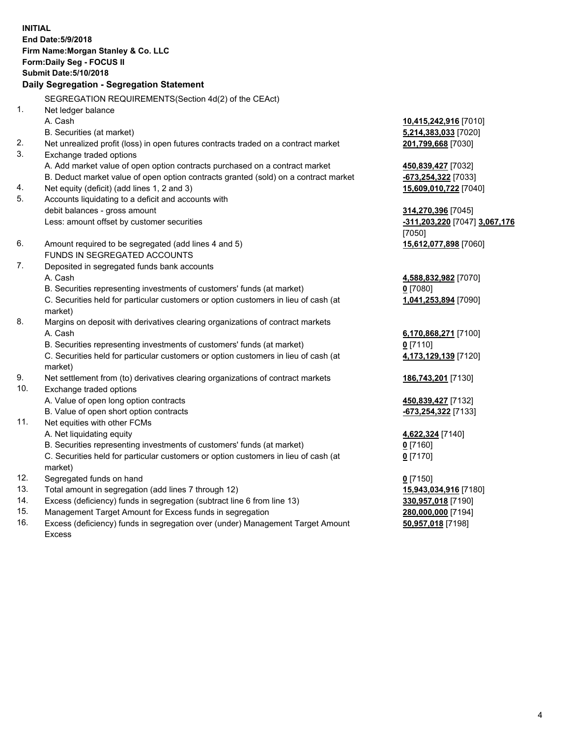**INITIAL**
**End Date:5/9/2018**
**Firm Name:Morgan Stanley & Co. LLC**
**Form:Daily Seg - FOCUS II**
**Submit Date:5/10/2018**

**Daily Segregation - Segregation Statement**

| | | |
|---|---|---|
| | SEGREGATION REQUIREMENTS(Section 4d(2) of the CEAct) | |
| 1. | Net ledger balance | |
| | A. Cash | **10,415,242,916** [7010] |
| | B. Securities (at market) | **5,214,383,033** [7020] |
| 2. | Net unrealized profit (loss) in open futures contracts traded on a contract market | **201,799,668** [7030] |
| 3. | Exchange traded options | |
| | A. Add market value of open option contracts purchased on a contract market | **450,839,427** [7032] |
| | B. Deduct market value of open option contracts granted (sold) on a contract market | **-673,254,322** [7033] |
| 4. | Net equity (deficit) (add lines 1, 2 and 3) | **15,609,010,722** [7040] |
| 5. | Accounts liquidating to a deficit and accounts with debit balances - gross amount | **314,270,396** [7045] |
| | Less: amount offset by customer securities | **-311,203,220** [7047] **3,067,176** [7050] |
| 6. | Amount required to be segregated (add lines 4 and 5) | **15,612,077,898** [7060] |
| | FUNDS IN SEGREGATED ACCOUNTS | |
| 7. | Deposited in segregated funds bank accounts | |
| | A. Cash | **4,588,832,982** [7070] |
| | B. Securities representing investments of customers' funds (at market) | **0** [7080] |
| | C. Securities held for particular customers or option customers in lieu of cash (at market) | **1,041,253,894** [7090] |
| 8. | Margins on deposit with derivatives clearing organizations of contract markets | |
| | A. Cash | **6,170,868,271** [7100] |
| | B. Securities representing investments of customers' funds (at market) | **0** [7110] |
| | C. Securities held for particular customers or option customers in lieu of cash (at market) | **4,173,129,139** [7120] |
| 9. | Net settlement from (to) derivatives clearing organizations of contract markets | **186,743,201** [7130] |
| 10. | Exchange traded options | |
| | A. Value of open long option contracts | **450,839,427** [7132] |
| | B. Value of open short option contracts | **-673,254,322** [7133] |
| 11. | Net equities with other FCMs | |
| | A. Net liquidating equity | **4,622,324** [7140] |
| | B. Securities representing investments of customers' funds (at market) | **0** [7160] |
| | C. Securities held for particular customers or option customers in lieu of cash (at market) | **0** [7170] |
| 12. | Segregated funds on hand | **0** [7150] |
| 13. | Total amount in segregation (add lines 7 through 12) | **15,943,034,916** [7180] |
| 14. | Excess (deficiency) funds in segregation (subtract line 6 from line 13) | **330,957,018** [7190] |
| 15. | Management Target Amount for Excess funds in segregation | **280,000,000** [7194] |
| 16. | Excess (deficiency) funds in segregation over (under) Management Target Amount Excess | **50,957,018** [7198] |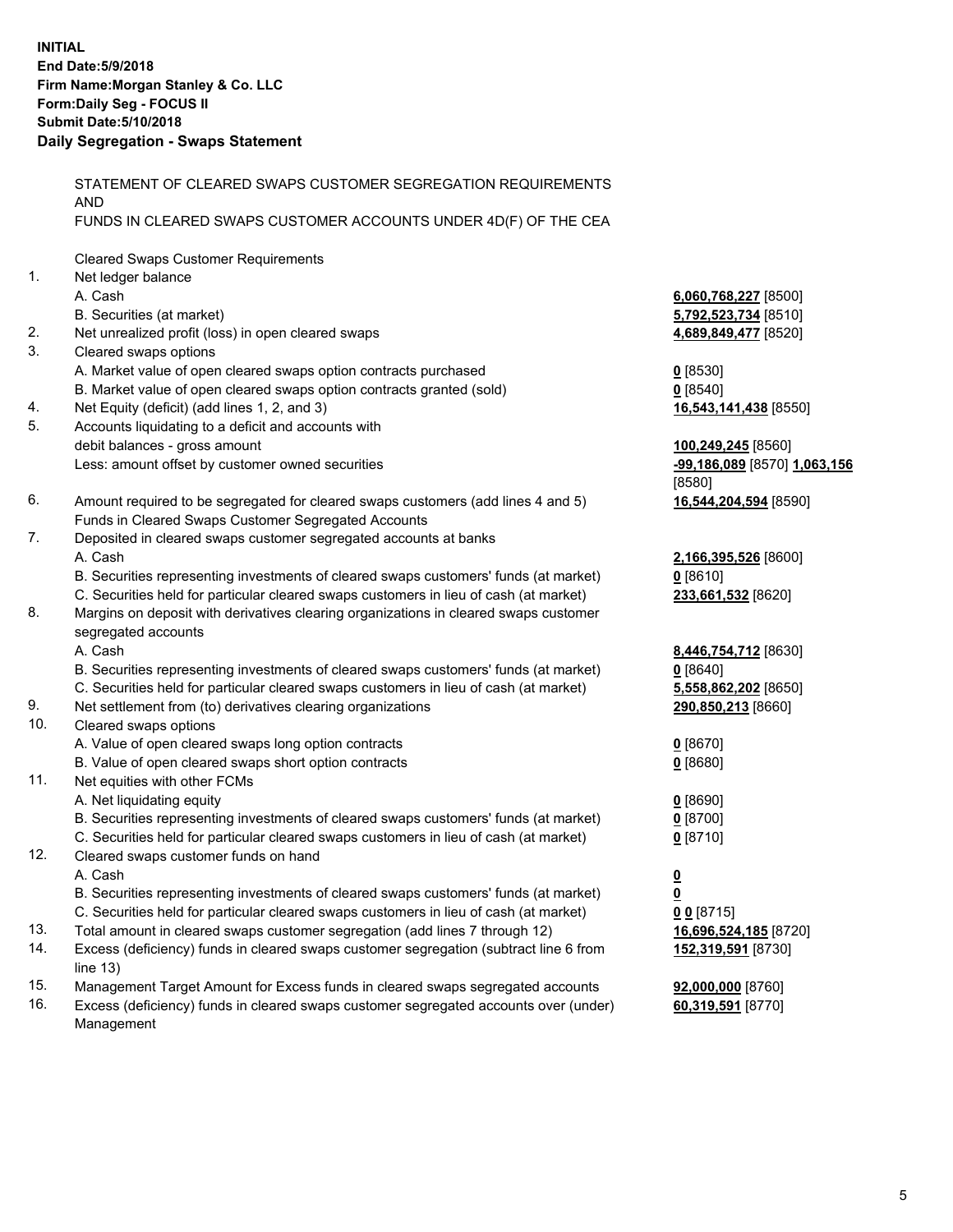**INITIAL**
**End Date:5/9/2018**
**Firm Name:Morgan Stanley & Co. LLC**
**Form:Daily Seg - FOCUS II**
**Submit Date:5/10/2018**
**Daily Segregation - Swaps Statement**

STATEMENT OF CLEARED SWAPS CUSTOMER SEGREGATION REQUIREMENTS AND FUNDS IN CLEARED SWAPS CUSTOMER ACCOUNTS UNDER 4D(F) OF THE CEA

| | | |
|---|---|---|
| | Cleared Swaps Customer Requirements | |
| 1. | Net ledger balance | |
| | A. Cash | **6,060,768,227** [8500] |
| | B. Securities (at market) | **5,792,523,734** [8510] |
| 2. | Net unrealized profit (loss) in open cleared swaps | **4,689,849,477** [8520] |
| 3. | Cleared swaps options | |
| | A. Market value of open cleared swaps option contracts purchased | **0** [8530] |
| | B. Market value of open cleared swaps option contracts granted (sold) | **0** [8540] |
| 4. | Net Equity (deficit) (add lines 1, 2, and 3) | **16,543,141,438** [8550] |
| 5. | Accounts liquidating to a deficit and accounts with debit balances - gross amount | **100,249,245** [8560] |
| | Less: amount offset by customer owned securities | **-99,186,089** [8570] **1,063,156** [8580] |
| 6. | Amount required to be segregated for cleared swaps customers (add lines 4 and 5) | **16,544,204,594** [8590] |
| | Funds in Cleared Swaps Customer Segregated Accounts | |
| 7. | Deposited in cleared swaps customer segregated accounts at banks | |
| | A. Cash | **2,166,395,526** [8600] |
| | B. Securities representing investments of cleared swaps customers' funds (at market) | **0** [8610] |
| | C. Securities held for particular cleared swaps customers in lieu of cash (at market) | **233,661,532** [8620] |
| 8. | Margins on deposit with derivatives clearing organizations in cleared swaps customer segregated accounts | |
| | A. Cash | **8,446,754,712** [8630] |
| | B. Securities representing investments of cleared swaps customers' funds (at market) | **0** [8640] |
| | C. Securities held for particular cleared swaps customers in lieu of cash (at market) | **5,558,862,202** [8650] |
| 9. | Net settlement from (to) derivatives clearing organizations | **290,850,213** [8660] |
| 10. | Cleared swaps options | |
| | A. Value of open cleared swaps long option contracts | **0** [8670] |
| | B. Value of open cleared swaps short option contracts | **0** [8680] |
| 11. | Net equities with other FCMs | |
| | A. Net liquidating equity | **0** [8690] |
| | B. Securities representing investments of cleared swaps customers' funds (at market) | **0** [8700] |
| | C. Securities held for particular cleared swaps customers in lieu of cash (at market) | **0** [8710] |
| 12. | Cleared swaps customer funds on hand | |
| | A. Cash | **0** |
| | B. Securities representing investments of cleared swaps customers' funds (at market) | **0** |
| | C. Securities held for particular cleared swaps customers in lieu of cash (at market) | **0** **0** [8715] |
| 13. | Total amount in cleared swaps customer segregation (add lines 7 through 12) | **16,696,524,185** [8720] |
| 14. | Excess (deficiency) funds in cleared swaps customer segregation (subtract line 6 from line 13) | **152,319,591** [8730] |
| 15. | Management Target Amount for Excess funds in cleared swaps segregated accounts | **92,000,000** [8760] |
| 16. | Excess (deficiency) funds in cleared swaps customer segregated accounts over (under) Management | **60,319,591** [8770] |